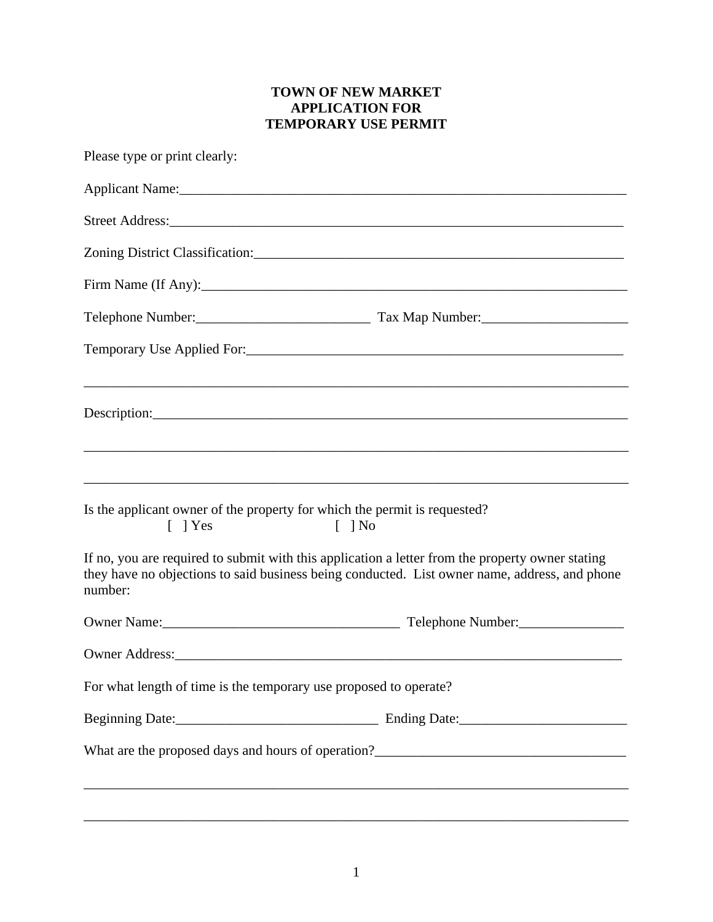**TOWN OF NEW MARKET**
**APPLICATION FOR**
**TEMPORARY USE PERMIT**

Please type or print clearly:

Applicant Name:_________________________________________________________________

Street Address:_________________________________________________________________

Zoning District Classification:_____________________________________________________

Firm Name (If Any):______________________________________________________________

Telephone Number:________________________ Tax Map Number:____________________

Temporary Use Applied For:_______________________________________________________

_____________________________________________________________________________

Description:___________________________________________________________________

_____________________________________________________________________________

_____________________________________________________________________________

Is the applicant owner of the property for which the permit is requested?

[ ] Yes [ ] No

If no, you are required to submit with this application a letter from the property owner stating they have no objections to said business being conducted. List owner name, address, and phone number:

Owner Name:_________________________________ Telephone Number:_______________

Owner Address:_________________________________________________________________

For what length of time is the temporary use proposed to operate?

Beginning Date:____________________________ Ending Date:________________________

What are the proposed days and hours of operation?___________________________________

_____________________________________________________________________________

_____________________________________________________________________________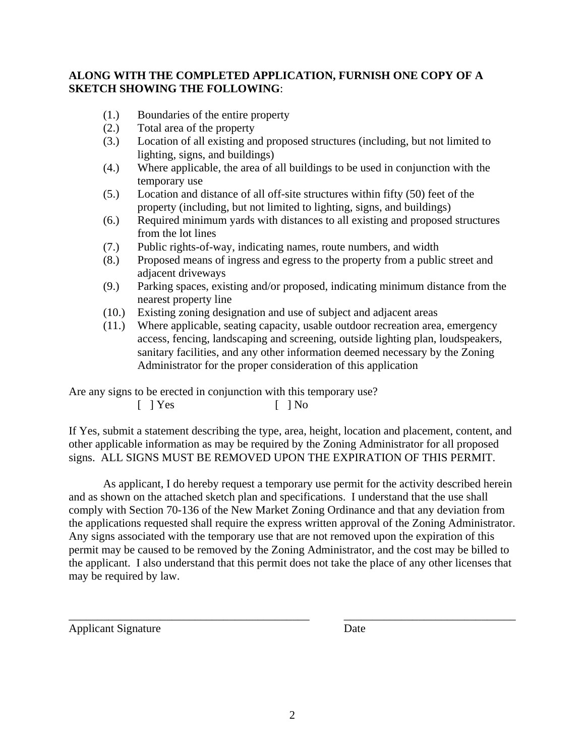**ALONG WITH THE COMPLETED APPLICATION, FURNISH ONE COPY OF A SKETCH SHOWING THE FOLLOWING**:

(1.) Boundaries of the entire property
(2.) Total area of the property
(3.) Location of all existing and proposed structures (including, but not limited to lighting, signs, and buildings)
(4.) Where applicable, the area of all buildings to be used in conjunction with the temporary use
(5.) Location and distance of all off-site structures within fifty (50) feet of the property (including, but not limited to lighting, signs, and buildings)
(6.) Required minimum yards with distances to all existing and proposed structures from the lot lines
(7.) Public rights-of-way, indicating names, route numbers, and width
(8.) Proposed means of ingress and egress to the property from a public street and adjacent driveways
(9.) Parking spaces, existing and/or proposed, indicating minimum distance from the nearest property line
(10.) Existing zoning designation and use of subject and adjacent areas
(11.) Where applicable, seating capacity, usable outdoor recreation area, emergency access, fencing, landscaping and screening, outside lighting plan, loudspeakers, sanitary facilities, and any other information deemed necessary by the Zoning Administrator for the proper consideration of this application

Are any signs to be erected in conjunction with this temporary use?

[ ] Yes [ ] No

If Yes, submit a statement describing the type, area, height, location and placement, content, and other applicable information as may be required by the Zoning Administrator for all proposed signs. ALL SIGNS MUST BE REMOVED UPON THE EXPIRATION OF THIS PERMIT.

As applicant, I do hereby request a temporary use permit for the activity described herein and as shown on the attached sketch plan and specifications. I understand that the use shall comply with Section 70-136 of the New Market Zoning Ordinance and that any deviation from the applications requested shall require the express written approval of the Zoning Administrator. Any signs associated with the temporary use that are not removed upon the expiration of this permit may be caused to be removed by the Zoning Administrator, and the cost may be billed to the applicant. I also understand that this permit does not take the place of any other licenses that may be required by law.

\_\_\_\_\_\_\_\_\_\_\_\_\_\_\_\_\_\_\_\_\_\_\_\_\_\_\_\_\_\_\_\_\_\_\_\_\_\_\_\_ \_\_\_\_\_\_\_\_\_\_\_\_\_\_\_\_\_\_\_\_\_\_\_\_\_\_\_\_\_\_

Applicant Signature Date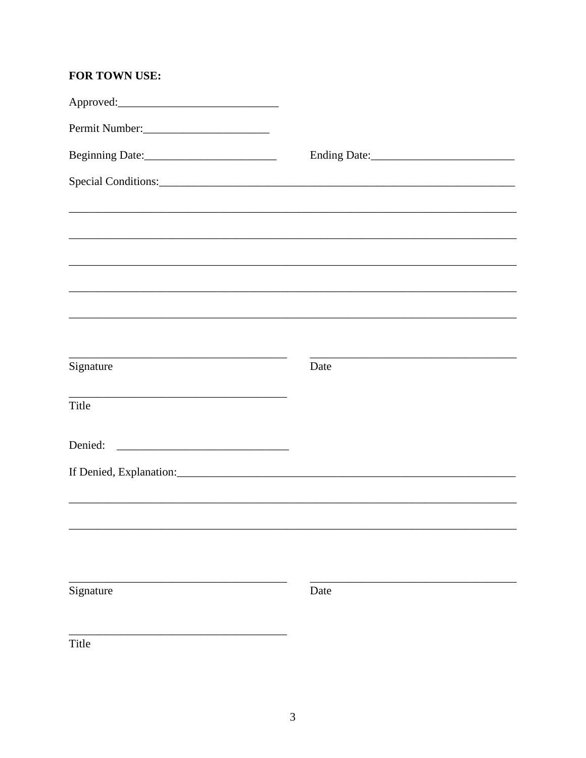**FOR TOWN USE:**

Approved:___________________________

Permit Number:_____________________

Beginning Date:______________________ Ending Date:________________________

Special Conditions:_____________________________________________________________

________________________________________________________________________________

________________________________________________________________________________

________________________________________________________________________________

________________________________________________________________________________

________________________________________________________________________________

_____________________________________ _____________________________________

Signature Date

_____________________________________

Title

Denied: _____________________________

If Denied, Explanation:__________________________________________________________

________________________________________________________________________________

________________________________________________________________________________

_____________________________________ _____________________________________

Signature Date

_____________________________________

Title